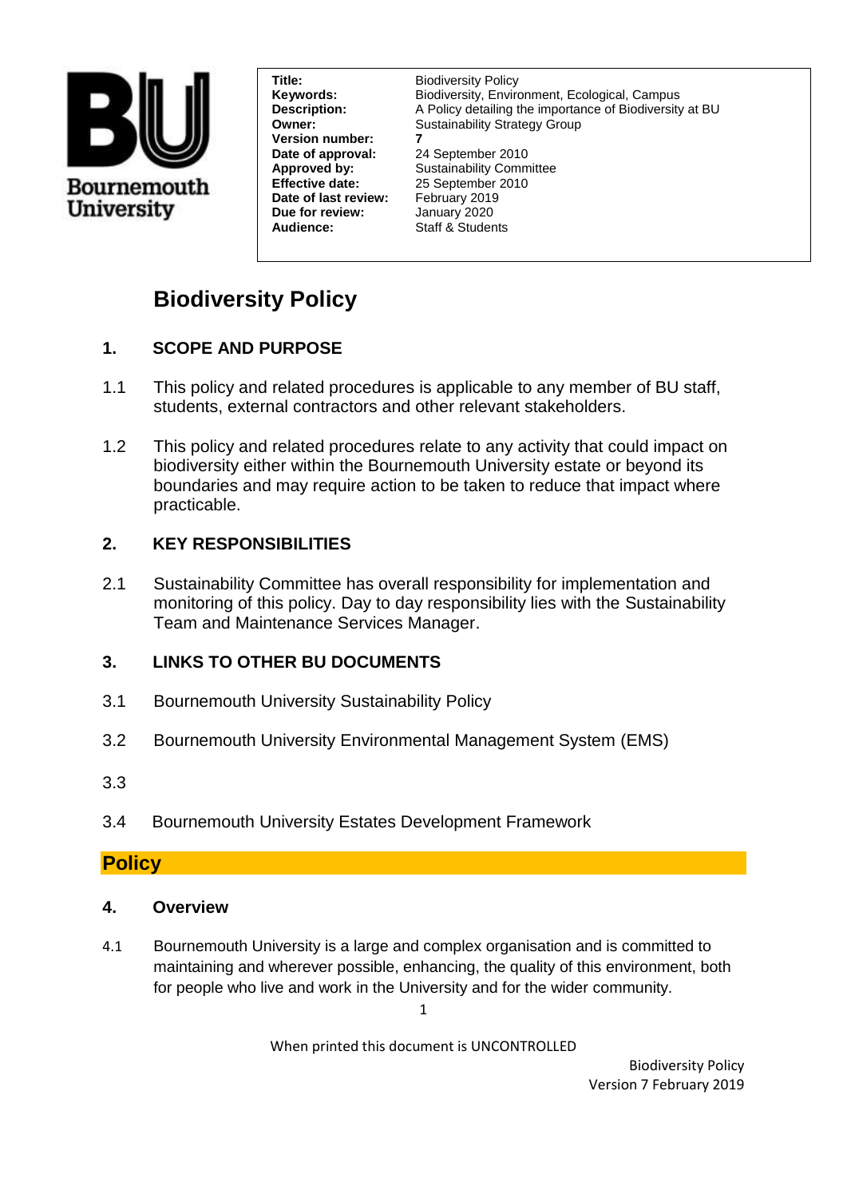| | |
|---|---|
| **Title:** | Biodiversity Policy |
| **Keywords:** | Biodiversity, Environment, Ecological, Campus |
| **Description:** | A Policy detailing the importance of Biodiversity at BU |
| **Owner:** | Sustainability Strategy Group |
| **Version number:** | **7** |
| **Date of approval:** | 24 September 2010 |
| **Approved by:** | Sustainability Committee |
| **Effective date:** | 25 September 2010 |
| **Date of last review:** | February 2019 |
| **Due for review:** | January 2020 |
| **Audience:** | Staff & Students |

# Biodiversity Policy

## 1. SCOPE AND PURPOSE

1.1 This policy and related procedures is applicable to any member of BU staff, students, external contractors and other relevant stakeholders.

1.2 This policy and related procedures relate to any activity that could impact on biodiversity either within the Bournemouth University estate or beyond its boundaries and may require action to be taken to reduce that impact where practicable.

## 2. KEY RESPONSIBILITIES

2.1 Sustainability Committee has overall responsibility for implementation and monitoring of this policy. Day to day responsibility lies with the Sustainability Team and Maintenance Services Manager.

## 3. LINKS TO OTHER BU DOCUMENTS

3.1 Bournemouth University Sustainability Policy

3.2 Bournemouth University Environmental Management System (EMS)

3.3

3.4 Bournemouth University Estates Development Framework

## Policy

### 4. Overview

4.1 Bournemouth University is a large and complex organisation and is committed to maintaining and wherever possible, enhancing, the quality of this environment, both for people who live and work in the University and for the wider community.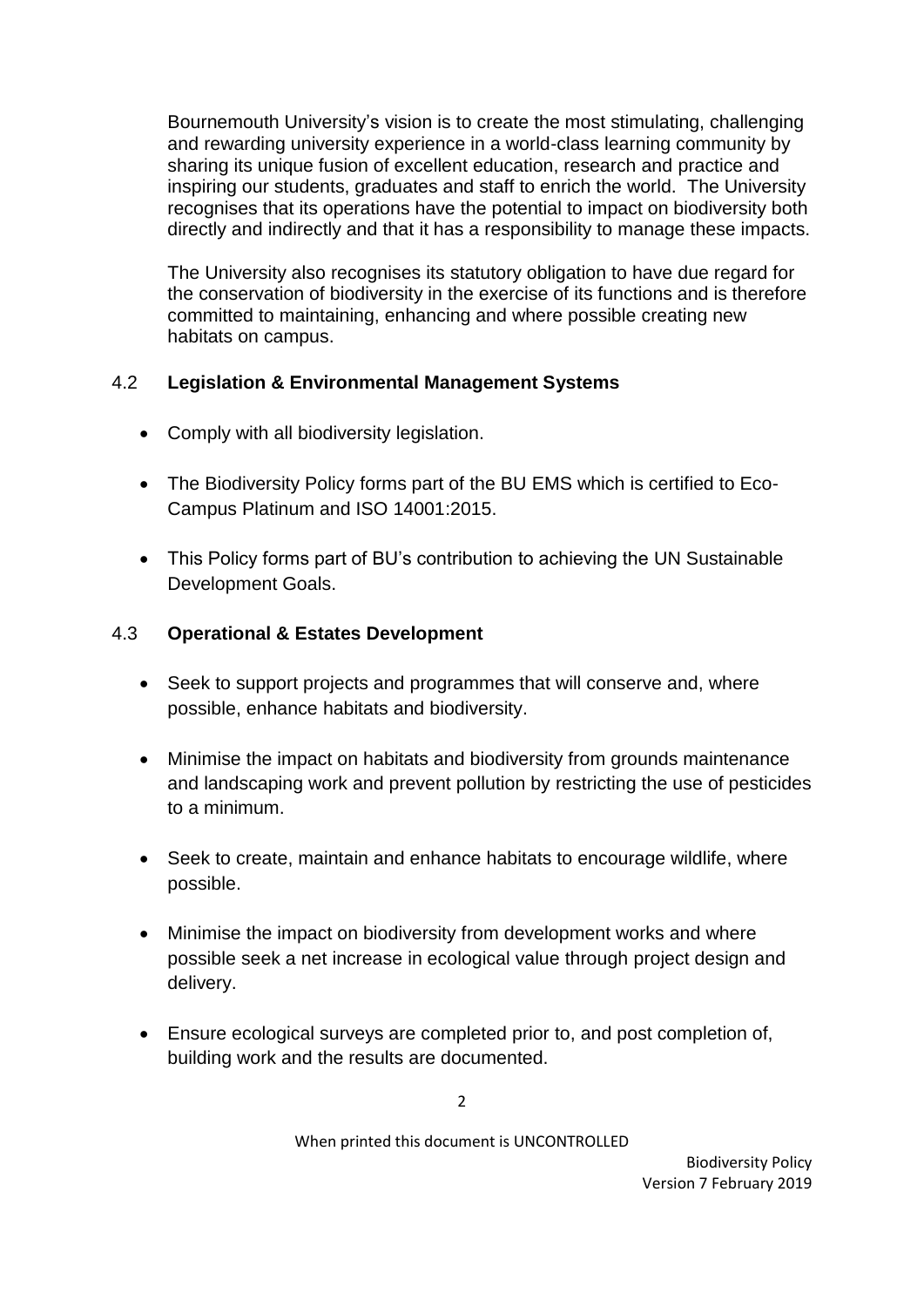Bournemouth University's vision is to create the most stimulating, challenging and rewarding university experience in a world-class learning community by sharing its unique fusion of excellent education, research and practice and inspiring our students, graduates and staff to enrich the world. The University recognises that its operations have the potential to impact on biodiversity both directly and indirectly and that it has a responsibility to manage these impacts.

The University also recognises its statutory obligation to have due regard for the conservation of biodiversity in the exercise of its functions and is therefore committed to maintaining, enhancing and where possible creating new habitats on campus.

### 4.2 Legislation & Environmental Management Systems

- Comply with all biodiversity legislation.
- The Biodiversity Policy forms part of the BU EMS which is certified to Eco-Campus Platinum and ISO 14001:2015.
- This Policy forms part of BU's contribution to achieving the UN Sustainable Development Goals.

### 4.3 Operational & Estates Development

- Seek to support projects and programmes that will conserve and, where possible, enhance habitats and biodiversity.
- Minimise the impact on habitats and biodiversity from grounds maintenance and landscaping work and prevent pollution by restricting the use of pesticides to a minimum.
- Seek to create, maintain and enhance habitats to encourage wildlife, where possible.
- Minimise the impact on biodiversity from development works and where possible seek a net increase in ecological value through project design and delivery.
- Ensure ecological surveys are completed prior to, and post completion of, building work and the results are documented.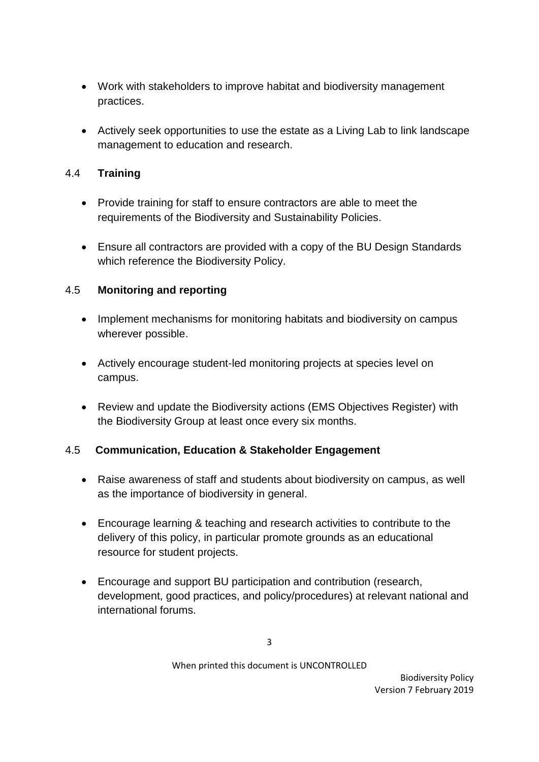- Work with stakeholders to improve habitat and biodiversity management practices.

- Actively seek opportunities to use the estate as a Living Lab to link landscape management to education and research.

### 4.4 **Training**

- Provide training for staff to ensure contractors are able to meet the requirements of the Biodiversity and Sustainability Policies.

- Ensure all contractors are provided with a copy of the BU Design Standards which reference the Biodiversity Policy.

### 4.5 **Monitoring and reporting**

- Implement mechanisms for monitoring habitats and biodiversity on campus wherever possible.

- Actively encourage student-led monitoring projects at species level on campus.

- Review and update the Biodiversity actions (EMS Objectives Register) with the Biodiversity Group at least once every six months.

### 4.5 **Communication, Education & Stakeholder Engagement**

- Raise awareness of staff and students about biodiversity on campus, as well as the importance of biodiversity in general.

- Encourage learning & teaching and research activities to contribute to the delivery of this policy, in particular promote grounds as an educational resource for student projects.

- Encourage and support BU participation and contribution (research, development, good practices, and policy/procedures) at relevant national and international forums.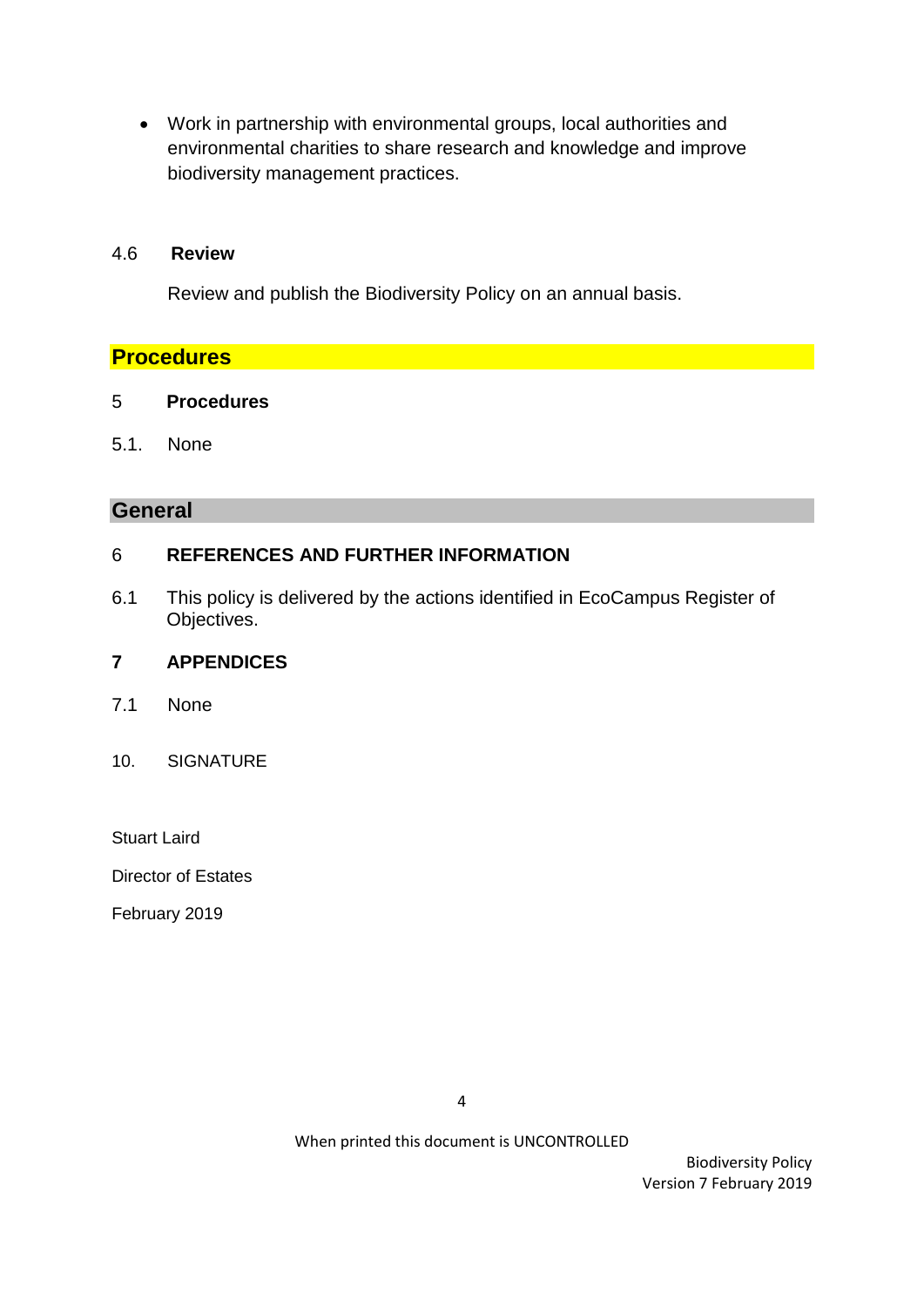- Work in partnership with environmental groups, local authorities and environmental charities to share research and knowledge and improve biodiversity management practices.

4.6 **Review**

Review and publish the Biodiversity Policy on an annual basis.

## Procedures

5 **Procedures**

5.1. None

## General

6 **REFERENCES AND FURTHER INFORMATION**

6.1 This policy is delivered by the actions identified in EcoCampus Register of Objectives.

**7 APPENDICES**

7.1 None

10. SIGNATURE

Stuart Laird

Director of Estates

February 2019